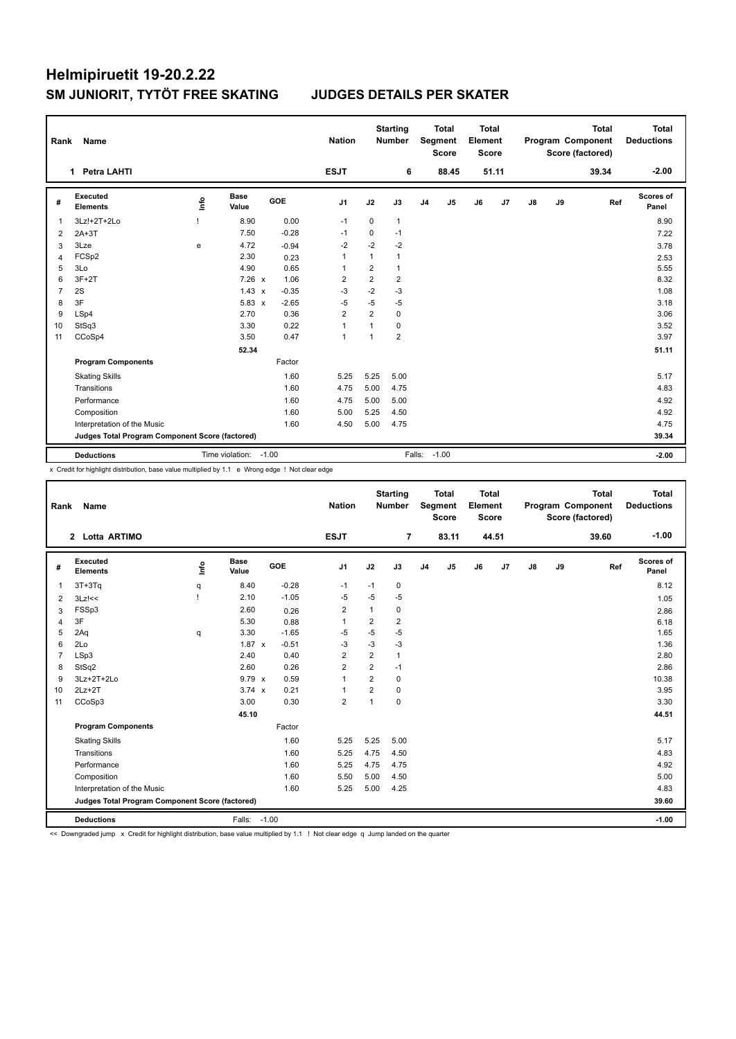# Helmipiruetit 19-20.2.22

## SM JUNIORIT, TYTÖT FREE SKATING JUDGES DETAILS PER SKATER

| Rank | Name | Nation | Starting Number | Total Segment Score | Total Element Score | Total Program Component Score (factored) | Total Deductions |
|---|---|---|---|---|---|---|---|
| 1 | Petra LAHTI | ESJT | 6 | 88.45 | 51.11 | 39.34 | -2.00 |

| # | Executed Elements | Info | Base Value | | GOE | J1 | J2 | J3 | J4 | J5 | J6 | J7 | J8 | J9 | Ref | Scores of Panel |
|---|---|---|---|---|---|---|---|---|---|---|---|---|---|---|---|---|
| 1 | 3Lz!+2T+2Lo | ! | 8.90 | | 0.00 | -1 | 0 | 1 | | | | | | | | 8.90 |
| 2 | 2A+3T | | 7.50 | | -0.28 | -1 | 0 | -1 | | | | | | | | 7.22 |
| 3 | 3Lze | e | 4.72 | | -0.94 | -2 | -2 | -2 | | | | | | | | 3.78 |
| 4 | FCSp2 | | 2.30 | | 0.23 | 1 | 1 | 1 | | | | | | | | 2.53 |
| 5 | 3Lo | | 4.90 | | 0.65 | 1 | 2 | 1 | | | | | | | | 5.55 |
| 6 | 3F+2T | | 7.26 | x | 1.06 | 2 | 2 | 2 | | | | | | | | 8.32 |
| 7 | 2S | | 1.43 | x | -0.35 | -3 | -2 | -3 | | | | | | | | 1.08 |
| 8 | 3F | | 5.83 | x | -2.65 | -5 | -5 | -5 | | | | | | | | 3.18 |
| 9 | LSp4 | | 2.70 | | 0.36 | 2 | 2 | 0 | | | | | | | | 3.06 |
| 10 | StSq3 | | 3.30 | | 0.22 | 1 | 1 | 0 | | | | | | | | 3.52 |
| 11 | CCoSp4 | | 3.50 | | 0.47 | 1 | 1 | 2 | | | | | | | | 3.97 |
| | | | 52.34 | | | | | | | | | | | | | 51.11 |
| | **Program Components** | | | | Factor | | | | | | | | | | | |
| | Skating Skills | | | | 1.60 | 5.25 | 5.25 | 5.00 | | | | | | | | 5.17 |
| | Transitions | | | | 1.60 | 4.75 | 5.00 | 4.75 | | | | | | | | 4.83 |
| | Performance | | | | 1.60 | 4.75 | 5.00 | 5.00 | | | | | | | | 4.92 |
| | Composition | | | | 1.60 | 5.00 | 5.25 | 4.50 | | | | | | | | 4.92 |
| | Interpretation of the Music | | | | 1.60 | 4.50 | 5.00 | 4.75 | | | | | | | | 4.75 |
| | **Judges Total Program Component Score (factored)** | | | | | | | | | | | | | | | 39.34 |
| | **Deductions** | | Time violation: | -1.00 | | | | Falls: | -1.00 | | | | | | | -2.00 |

x Credit for highlight distribution, base value multiplied by 1.1 e Wrong edge ! Not clear edge

| Rank | Name | Nation | Starting Number | Total Segment Score | Total Element Score | Total Program Component Score (factored) | Total Deductions |
|---|---|---|---|---|---|---|---|
| 2 | Lotta ARTIMO | ESJT | 7 | 83.11 | 44.51 | 39.60 | -1.00 |

| # | Executed Elements | Info | Base Value | | GOE | J1 | J2 | J3 | J4 | J5 | J6 | J7 | J8 | J9 | Ref | Scores of Panel |
|---|---|---|---|---|---|---|---|---|---|---|---|---|---|---|---|---|
| 1 | 3T+3Tq | q | 8.40 | | -0.28 | -1 | -1 | 0 | | | | | | | | 8.12 |
| 2 | 3Lz!<< | ! | 2.10 | | -1.05 | -5 | -5 | -5 | | | | | | | | 1.05 |
| 3 | FSSp3 | | 2.60 | | 0.26 | 2 | 1 | 0 | | | | | | | | 2.86 |
| 4 | 3F | | 5.30 | | 0.88 | 1 | 2 | 2 | | | | | | | | 6.18 |
| 5 | 2Aq | q | 3.30 | | -1.65 | -5 | -5 | -5 | | | | | | | | 1.65 |
| 6 | 2Lo | | 1.87 | x | -0.51 | -3 | -3 | -3 | | | | | | | | 1.36 |
| 7 | LSp3 | | 2.40 | | 0.40 | 2 | 2 | 1 | | | | | | | | 2.80 |
| 8 | StSq2 | | 2.60 | | 0.26 | 2 | 2 | -1 | | | | | | | | 2.86 |
| 9 | 3Lz+2T+2Lo | | 9.79 | x | 0.59 | 1 | 2 | 0 | | | | | | | | 10.38 |
| 10 | 2Lz+2T | | 3.74 | x | 0.21 | 1 | 2 | 0 | | | | | | | | 3.95 |
| 11 | CCoSp3 | | 3.00 | | 0.30 | 2 | 1 | 0 | | | | | | | | 3.30 |
| | | | 45.10 | | | | | | | | | | | | | 44.51 |
| | **Program Components** | | | | Factor | | | | | | | | | | | |
| | Skating Skills | | | | 1.60 | 5.25 | 5.25 | 5.00 | | | | | | | | 5.17 |
| | Transitions | | | | 1.60 | 5.25 | 4.75 | 4.50 | | | | | | | | 4.83 |
| | Performance | | | | 1.60 | 5.25 | 4.75 | 4.75 | | | | | | | | 4.92 |
| | Composition | | | | 1.60 | 5.50 | 5.00 | 4.50 | | | | | | | | 5.00 |
| | Interpretation of the Music | | | | 1.60 | 5.25 | 5.00 | 4.25 | | | | | | | | 4.83 |
| | **Judges Total Program Component Score (factored)** | | | | | | | | | | | | | | | 39.60 |
| | **Deductions** | | Falls: | -1.00 | | | | | | | | | | | | -1.00 |

<< Downgraded jump x Credit for highlight distribution, base value multiplied by 1.1 ! Not clear edge q Jump landed on the quarter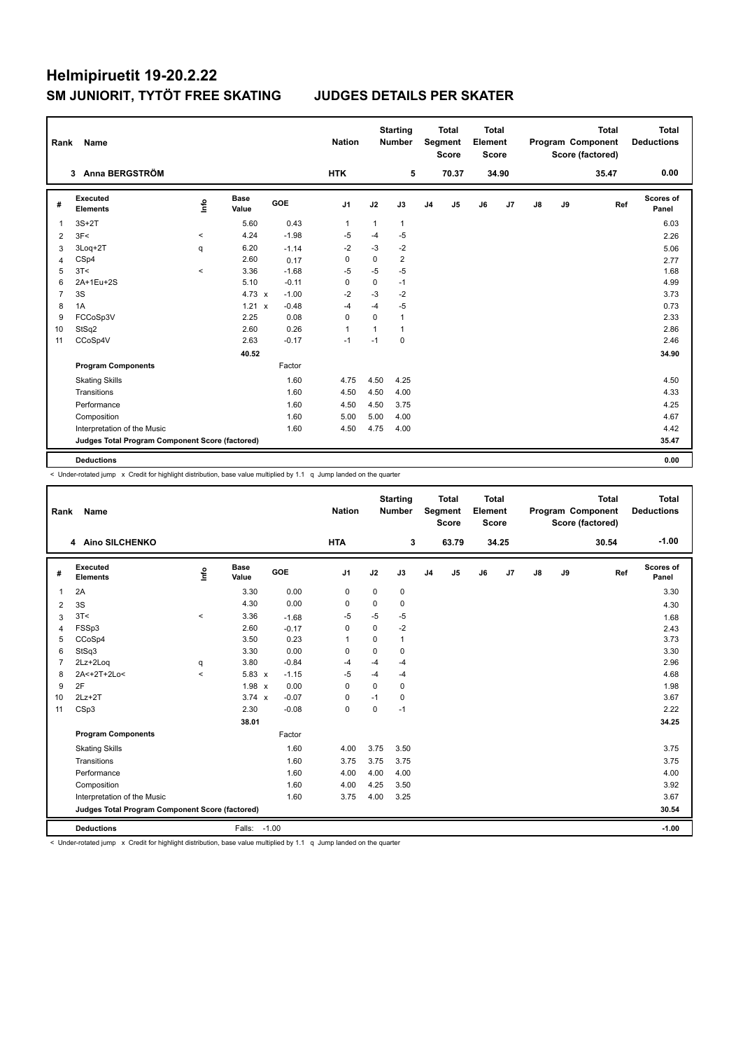# Helmipiruetit 19-20.2.22

## SM JUNIORIT, TYTÖT FREE SKATING JUDGES DETAILS PER SKATER

| Rank | Name | Nation | Starting Number | Total Segment Score | Total Element Score | Total Program Component Score (factored) | Total Deductions |
|---|---|---|---|---|---|---|---|
| 3 | Anna BERGSTRÖM | HTK | 5 | 70.37 | 34.90 | 35.47 | 0.00 |

| # | Executed Elements | Info | Base Value | | GOE | J1 | J2 | J3 | J4 | J5 | J6 | J7 | J8 | J9 | Ref | Scores of Panel |
|---|---|---|---|---|---|---|---|---|---|---|---|---|---|---|---|---|
| 1 | 3S+2T | | 5.60 | | 0.43 | 1 | 1 | 1 | | | | | | | | 6.03 |
| 2 | 3F< | < | 4.24 | | -1.98 | -5 | -4 | -5 | | | | | | | | 2.26 |
| 3 | 3Loq+2T | q | 6.20 | | -1.14 | -2 | -3 | -2 | | | | | | | | 5.06 |
| 4 | CSp4 | | 2.60 | | 0.17 | 0 | 0 | 2 | | | | | | | | 2.77 |
| 5 | 3T< | < | 3.36 | | -1.68 | -5 | -5 | -5 | | | | | | | | 1.68 |
| 6 | 2A+1Eu+2S | | 5.10 | | -0.11 | 0 | 0 | -1 | | | | | | | | 4.99 |
| 7 | 3S | | 4.73 | x | -1.00 | -2 | -3 | -2 | | | | | | | | 3.73 |
| 8 | 1A | | 1.21 | x | -0.48 | -4 | -4 | -5 | | | | | | | | 0.73 |
| 9 | FCCoSp3V | | 2.25 | | 0.08 | 0 | 0 | 1 | | | | | | | | 2.33 |
| 10 | StSq2 | | 2.60 | | 0.26 | 1 | 1 | 1 | | | | | | | | 2.86 |
| 11 | CCoSp4V | | 2.63 | | -0.17 | -1 | -1 | 0 | | | | | | | | 2.46 |
| | | | 40.52 | | | | | | | | | | | | | 34.90 |
| | **Program Components** | | | | Factor | | | | | | | | | | | |
| | Skating Skills | | | | 1.60 | 4.75 | 4.50 | 4.25 | | | | | | | | 4.50 |
| | Transitions | | | | 1.60 | 4.50 | 4.50 | 4.00 | | | | | | | | 4.33 |
| | Performance | | | | 1.60 | 4.50 | 4.50 | 3.75 | | | | | | | | 4.25 |
| | Composition | | | | 1.60 | 5.00 | 5.00 | 4.00 | | | | | | | | 4.67 |
| | Interpretation of the Music | | | | 1.60 | 4.50 | 4.75 | 4.00 | | | | | | | | 4.42 |
| | **Judges Total Program Component Score (factored)** | | | | | | | | | | | | | | | 35.47 |
| | **Deductions** | | | | | | | | | | | | | | | 0.00 |

< Under-rotated jump x Credit for highlight distribution, base value multiplied by 1.1 q Jump landed on the quarter

| Rank | Name | Nation | Starting Number | Total Segment Score | Total Element Score | Total Program Component Score (factored) | Total Deductions |
|---|---|---|---|---|---|---|---|
| 4 | Aino SILCHENKO | HTA | 3 | 63.79 | 34.25 | 30.54 | -1.00 |

| # | Executed Elements | Info | Base Value | | GOE | J1 | J2 | J3 | J4 | J5 | J6 | J7 | J8 | J9 | Ref | Scores of Panel |
|---|---|---|---|---|---|---|---|---|---|---|---|---|---|---|---|---|
| 1 | 2A | | 3.30 | | 0.00 | 0 | 0 | 0 | | | | | | | | 3.30 |
| 2 | 3S | | 4.30 | | 0.00 | 0 | 0 | 0 | | | | | | | | 4.30 |
| 3 | 3T< | < | 3.36 | | -1.68 | -5 | -5 | -5 | | | | | | | | 1.68 |
| 4 | FSSp3 | | 2.60 | | -0.17 | 0 | 0 | -2 | | | | | | | | 2.43 |
| 5 | CCoSp4 | | 3.50 | | 0.23 | 1 | 0 | 1 | | | | | | | | 3.73 |
| 6 | StSq3 | | 3.30 | | 0.00 | 0 | 0 | 0 | | | | | | | | 3.30 |
| 7 | 2Lz+2Loq | q | 3.80 | | -0.84 | -4 | -4 | -4 | | | | | | | | 2.96 |
| 8 | 2A<+2T+2Lo< | < | 5.83 | x | -1.15 | -5 | -4 | -4 | | | | | | | | 4.68 |
| 9 | 2F | | 1.98 | x | 0.00 | 0 | 0 | 0 | | | | | | | | 1.98 |
| 10 | 2Lz+2T | | 3.74 | x | -0.07 | 0 | -1 | 0 | | | | | | | | 3.67 |
| 11 | CSp3 | | 2.30 | | -0.08 | 0 | 0 | -1 | | | | | | | | 2.22 |
| | | | 38.01 | | | | | | | | | | | | | 34.25 |
| | **Program Components** | | | | Factor | | | | | | | | | | | |
| | Skating Skills | | | | 1.60 | 4.00 | 3.75 | 3.50 | | | | | | | | 3.75 |
| | Transitions | | | | 1.60 | 3.75 | 3.75 | 3.75 | | | | | | | | 3.75 |
| | Performance | | | | 1.60 | 4.00 | 4.00 | 4.00 | | | | | | | | 4.00 |
| | Composition | | | | 1.60 | 4.00 | 4.25 | 3.50 | | | | | | | | 3.92 |
| | Interpretation of the Music | | | | 1.60 | 3.75 | 4.00 | 3.25 | | | | | | | | 3.67 |
| | **Judges Total Program Component Score (factored)** | | | | | | | | | | | | | | | 30.54 |
| | **Deductions** | | Falls: | | -1.00 | | | | | | | | | | | -1.00 |

< Under-rotated jump x Credit for highlight distribution, base value multiplied by 1.1 q Jump landed on the quarter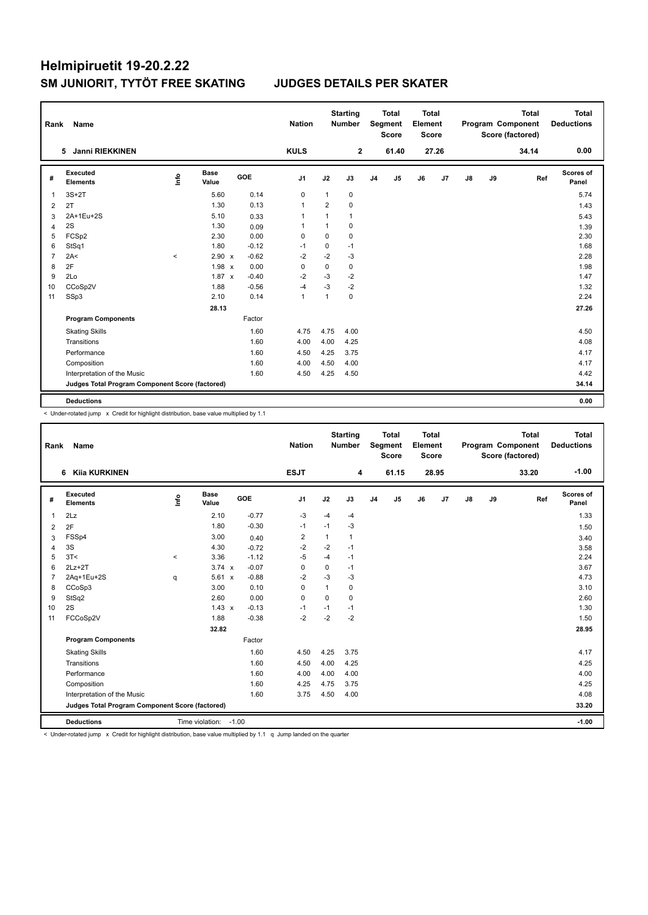# Helmipiruetit 19-20.2.22

## SM JUNIORIT, TYTÖT FREE SKATING JUDGES DETAILS PER SKATER

| Rank | Name | Nation | Starting Number | Total Segment Score | Total Element Score | Total Program Component Score (factored) | Total Deductions |
|---|---|---|---|---|---|---|---|
| 5 | Janni RIEKKINEN | KULS | 2 | 61.40 | 27.26 | 34.14 | 0.00 |

| # | Executed Elements | Info | Base Value | | GOE | J1 | J2 | J3 | J4 | J5 | J6 | J7 | J8 | J9 | Ref | Scores of Panel |
|---|---|---|---|---|---|---|---|---|---|---|---|---|---|---|---|---|
| 1 | 3S+2T | | 5.60 | | 0.14 | 0 | 1 | 0 | | | | | | | | 5.74 |
| 2 | 2T | | 1.30 | | 0.13 | 1 | 2 | 0 | | | | | | | | 1.43 |
| 3 | 2A+1Eu+2S | | 5.10 | | 0.33 | 1 | 1 | 1 | | | | | | | | 5.43 |
| 4 | 2S | | 1.30 | | 0.09 | 1 | 1 | 0 | | | | | | | | 1.39 |
| 5 | FCSp2 | | 2.30 | | 0.00 | 0 | 0 | 0 | | | | | | | | 2.30 |
| 6 | StSq1 | | 1.80 | | -0.12 | -1 | 0 | -1 | | | | | | | | 1.68 |
| 7 | 2A< | < | 2.90 | x | -0.62 | -2 | -2 | -3 | | | | | | | | 2.28 |
| 8 | 2F | | 1.98 | x | 0.00 | 0 | 0 | 0 | | | | | | | | 1.98 |
| 9 | 2Lo | | 1.87 | x | -0.40 | -2 | -3 | -2 | | | | | | | | 1.47 |
| 10 | CCoSp2V | | 1.88 | | -0.56 | -4 | -3 | -2 | | | | | | | | 1.32 |
| 11 | SSp3 | | 2.10 | | 0.14 | 1 | 1 | 0 | | | | | | | | 2.24 |
| | | | 28.13 | | | | | | | | | | | | | 27.26 |
| | **Program Components** | | | | Factor | | | | | | | | | | | |
| | Skating Skills | | | | 1.60 | 4.75 | 4.75 | 4.00 | | | | | | | | 4.50 |
| | Transitions | | | | 1.60 | 4.00 | 4.00 | 4.25 | | | | | | | | 4.08 |
| | Performance | | | | 1.60 | 4.50 | 4.25 | 3.75 | | | | | | | | 4.17 |
| | Composition | | | | 1.60 | 4.00 | 4.50 | 4.00 | | | | | | | | 4.17 |
| | Interpretation of the Music | | | | 1.60 | 4.50 | 4.25 | 4.50 | | | | | | | | 4.42 |
| | **Judges Total Program Component Score (factored)** | | | | | | | | | | | | | | | 34.14 |
| | **Deductions** | | | | | | | | | | | | | | | 0.00 |

< Under-rotated jump x Credit for highlight distribution, base value multiplied by 1.1

| Rank | Name | Nation | Starting Number | Total Segment Score | Total Element Score | Total Program Component Score (factored) | Total Deductions |
|---|---|---|---|---|---|---|---|
| 6 | Kiia KURKINEN | ESJT | 4 | 61.15 | 28.95 | 33.20 | -1.00 |

| # | Executed Elements | Info | Base Value | | GOE | J1 | J2 | J3 | J4 | J5 | J6 | J7 | J8 | J9 | Ref | Scores of Panel |
|---|---|---|---|---|---|---|---|---|---|---|---|---|---|---|---|---|
| 1 | 2Lz | | 2.10 | | -0.77 | -3 | -4 | -4 | | | | | | | | 1.33 |
| 2 | 2F | | 1.80 | | -0.30 | -1 | -1 | -3 | | | | | | | | 1.50 |
| 3 | FSSp4 | | 3.00 | | 0.40 | 2 | 1 | 1 | | | | | | | | 3.40 |
| 4 | 3S | | 4.30 | | -0.72 | -2 | -2 | -1 | | | | | | | | 3.58 |
| 5 | 3T< | < | 3.36 | | -1.12 | -5 | -4 | -1 | | | | | | | | 2.24 |
| 6 | 2Lz+2T | | 3.74 | x | -0.07 | 0 | 0 | -1 | | | | | | | | 3.67 |
| 7 | 2Aq+1Eu+2S | q | 5.61 | x | -0.88 | -2 | -3 | -3 | | | | | | | | 4.73 |
| 8 | CCoSp3 | | 3.00 | | 0.10 | 0 | 1 | 0 | | | | | | | | 3.10 |
| 9 | StSq2 | | 2.60 | | 0.00 | 0 | 0 | 0 | | | | | | | | 2.60 |
| 10 | 2S | | 1.43 | x | -0.13 | -1 | -1 | -1 | | | | | | | | 1.30 |
| 11 | FCCoSp2V | | 1.88 | | -0.38 | -2 | -2 | -2 | | | | | | | | 1.50 |
| | | | 32.82 | | | | | | | | | | | | | 28.95 |
| | **Program Components** | | | | Factor | | | | | | | | | | | |
| | Skating Skills | | | | 1.60 | 4.50 | 4.25 | 3.75 | | | | | | | | 4.17 |
| | Transitions | | | | 1.60 | 4.50 | 4.00 | 4.25 | | | | | | | | 4.25 |
| | Performance | | | | 1.60 | 4.00 | 4.00 | 4.00 | | | | | | | | 4.00 |
| | Composition | | | | 1.60 | 4.25 | 4.75 | 3.75 | | | | | | | | 4.25 |
| | Interpretation of the Music | | | | 1.60 | 3.75 | 4.50 | 4.00 | | | | | | | | 4.08 |
| | **Judges Total Program Component Score (factored)** | | | | | | | | | | | | | | | 33.20 |
| | **Deductions** | Time violation: -1.00 | | | | | | | | | | | | | | -1.00 |

< Under-rotated jump x Credit for highlight distribution, base value multiplied by 1.1 q Jump landed on the quarter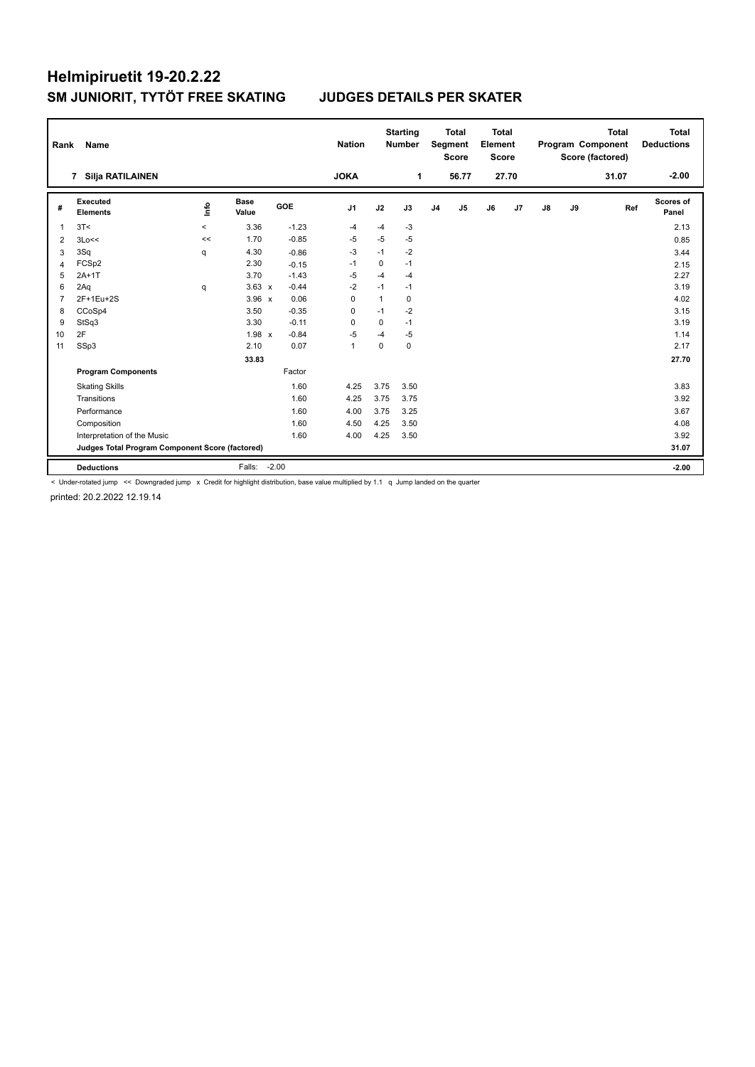# Helmipiruetit 19-20.2.22

## SM JUNIORIT, TYTÖT FREE SKATING JUDGES DETAILS PER SKATER

| Rank | Name | Nation | Starting Number | Total Segment Score | Total Element Score | Total Program Component Score (factored) | Total Deductions |
|---|---|---|---|---|---|---|---|
| 7 | Silja RATILAINEN | JOKA | 1 | 56.77 | 27.70 | 31.07 | -2.00 |

| # | Executed Elements | Info | Base Value | | GOE | J1 | J2 | J3 | J4 | J5 | J6 | J7 | J8 | J9 | Ref | Scores of Panel |
|---|---|---|---|---|---|---|---|---|---|---|---|---|---|---|---|---|
| 1 | 3T< | < | 3.36 | | -1.23 | -4 | -4 | -3 | | | | | | | | 2.13 |
| 2 | 3Lo<< | << | 1.70 | | -0.85 | -5 | -5 | -5 | | | | | | | | 0.85 |
| 3 | 3Sq | q | 4.30 | | -0.86 | -3 | -1 | -2 | | | | | | | | 3.44 |
| 4 | FCSp2 | | 2.30 | | -0.15 | -1 | 0 | -1 | | | | | | | | 2.15 |
| 5 | 2A+1T | | 3.70 | | -1.43 | -5 | -4 | -4 | | | | | | | | 2.27 |
| 6 | 2Aq | q | 3.63 | x | -0.44 | -2 | -1 | -1 | | | | | | | | 3.19 |
| 7 | 2F+1Eu+2S | | 3.96 | x | 0.06 | 0 | 1 | 0 | | | | | | | | 4.02 |
| 8 | CCoSp4 | | 3.50 | | -0.35 | 0 | -1 | -2 | | | | | | | | 3.15 |
| 9 | StSq3 | | 3.30 | | -0.11 | 0 | 0 | -1 | | | | | | | | 3.19 |
| 10 | 2F | | 1.98 | x | -0.84 | -5 | -4 | -5 | | | | | | | | 1.14 |
| 11 | SSp3 | | 2.10 | | 0.07 | 1 | 0 | 0 | | | | | | | | 2.17 |
| | | | 33.83 | | | | | | | | | | | | | 27.70 |
| | **Program Components** | | | | Factor | | | | | | | | | | | |
| | Skating Skills | | | | 1.60 | 4.25 | 3.75 | 3.50 | | | | | | | | 3.83 |
| | Transitions | | | | 1.60 | 4.25 | 3.75 | 3.75 | | | | | | | | 3.92 |
| | Performance | | | | 1.60 | 4.00 | 3.75 | 3.25 | | | | | | | | 3.67 |
| | Composition | | | | 1.60 | 4.50 | 4.25 | 3.50 | | | | | | | | 4.08 |
| | Interpretation of the Music | | | | 1.60 | 4.00 | 4.25 | 3.50 | | | | | | | | 3.92 |
| | **Judges Total Program Component Score (factored)** | | | | | | | | | | | | | | | 31.07 |
| | **Deductions** | | Falls: | | -2.00 | | | | | | | | | | | -2.00 |

< Under-rotated jump << Downgraded jump x Credit for highlight distribution, base value multiplied by 1.1 q Jump landed on the quarter

printed: 20.2.2022 12.19.14